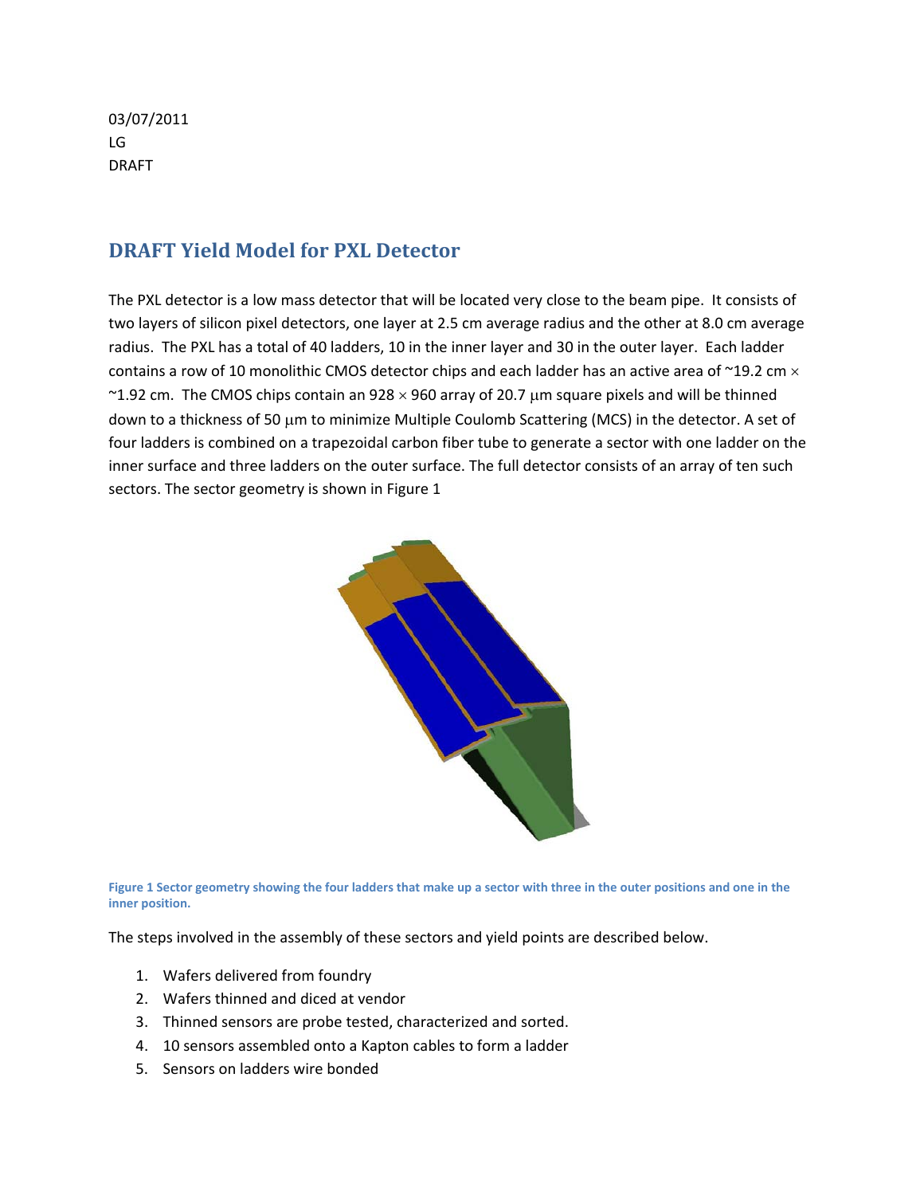03/07/2011
LG
DRAFT

# DRAFT Yield Model for PXL Detector

The PXL detector is a low mass detector that will be located very close to the beam pipe. It consists of two layers of silicon pixel detectors, one layer at 2.5 cm average radius and the other at 8.0 cm average radius. The PXL has a total of 40 ladders, 10 in the inner layer and 30 in the outer layer. Each ladder contains a row of 10 monolithic CMOS detector chips and each ladder has an active area of ~19.2 cm $\times$ ~1.92 cm. The CMOS chips contain an 928 $\times$ 960 array of 20.7 $\mu$m square pixels and will be thinned down to a thickness of 50 $\mu$m to minimize Multiple Coulomb Scattering (MCS) in the detector. A set of four ladders is combined on a trapezoidal carbon fiber tube to generate a sector with one ladder on the inner surface and three ladders on the outer surface. The full detector consists of an array of ten such sectors. The sector geometry is shown in Figure 1

**Figure 1 Sector geometry showing the four ladders that make up a sector with three in the outer positions and one in the inner position.**

The steps involved in the assembly of these sectors and yield points are described below.

1. Wafers delivered from foundry
2. Wafers thinned and diced at vendor
3. Thinned sensors are probe tested, characterized and sorted.
4. 10 sensors assembled onto a Kapton cables to form a ladder
5. Sensors on ladders wire bonded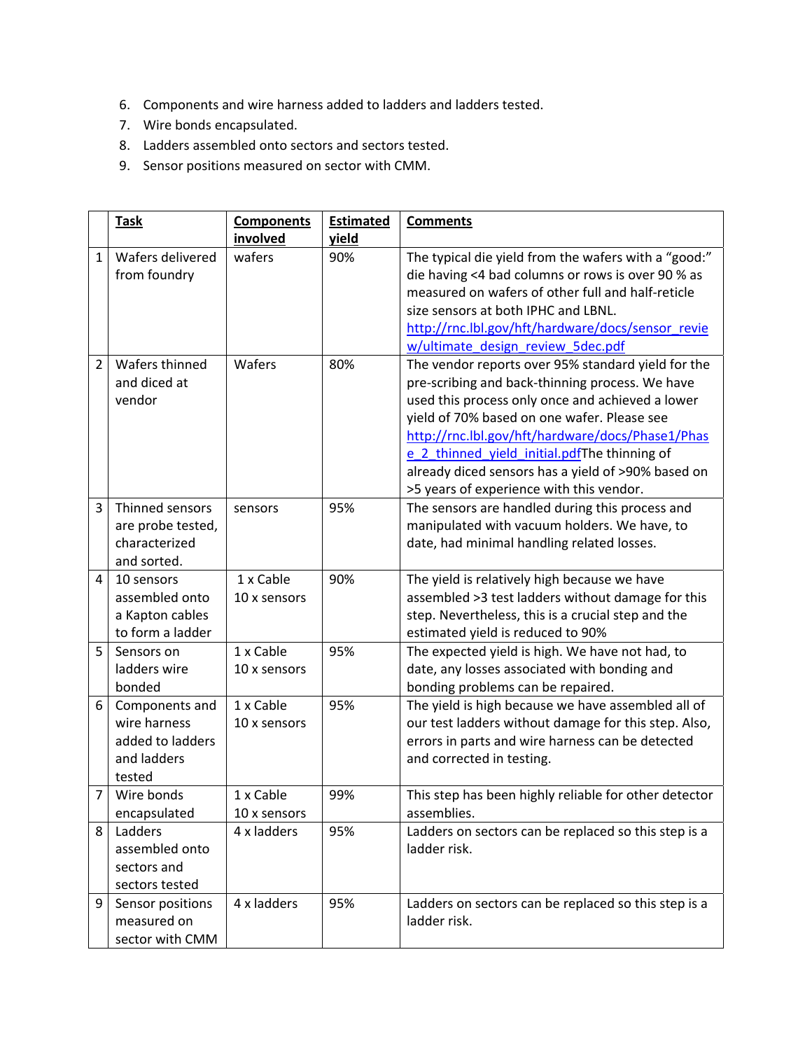6. Components and wire harness added to ladders and ladders tested.
7. Wire bonds encapsulated.
8. Ladders assembled onto sectors and sectors tested.
9. Sensor positions measured on sector with CMM.

| | **Task** | **Components involved** | **Estimated yield** | **Comments** |
|---|---|---|---|---|
| 1 | Wafers delivered from foundry | wafers | 90% | The typical die yield from the wafers with a "good:" die having <4 bad columns or rows is over 90 % as measured on wafers of other full and half-reticle size sensors at both IPHC and LBNL. http://rnc.lbl.gov/hft/hardware/docs/sensor_review/ultimate_design_review_5dec.pdf |
| 2 | Wafers thinned and diced at vendor | Wafers | 80% | The vendor reports over 95% standard yield for the pre-scribing and back-thinning process. We have used this process only once and achieved a lower yield of 70% based on one wafer. Please see http://rnc.lbl.gov/hft/hardware/docs/Phase1/Phase_2_thinned_yield_initial.pdfThe thinning of already diced sensors has a yield of >90% based on >5 years of experience with this vendor. |
| 3 | Thinned sensors are probe tested, characterized and sorted. | sensors | 95% | The sensors are handled during this process and manipulated with vacuum holders. We have, to date, had minimal handling related losses. |
| 4 | 10 sensors assembled onto a Kapton cables to form a ladder | 1 x Cable 10 x sensors | 90% | The yield is relatively high because we have assembled >3 test ladders without damage for this step. Nevertheless, this is a crucial step and the estimated yield is reduced to 90% |
| 5 | Sensors on ladders wire bonded | 1 x Cable 10 x sensors | 95% | The expected yield is high. We have not had, to date, any losses associated with bonding and bonding problems can be repaired. |
| 6 | Components and wire harness added to ladders and ladders tested | 1 x Cable 10 x sensors | 95% | The yield is high because we have assembled all of our test ladders without damage for this step. Also, errors in parts and wire harness can be detected and corrected in testing. |
| 7 | Wire bonds encapsulated | 1 x Cable 10 x sensors | 99% | This step has been highly reliable for other detector assemblies. |
| 8 | Ladders assembled onto sectors and sectors tested | 4 x ladders | 95% | Ladders on sectors can be replaced so this step is a ladder risk. |
| 9 | Sensor positions measured on sector with CMM | 4 x ladders | 95% | Ladders on sectors can be replaced so this step is a ladder risk. |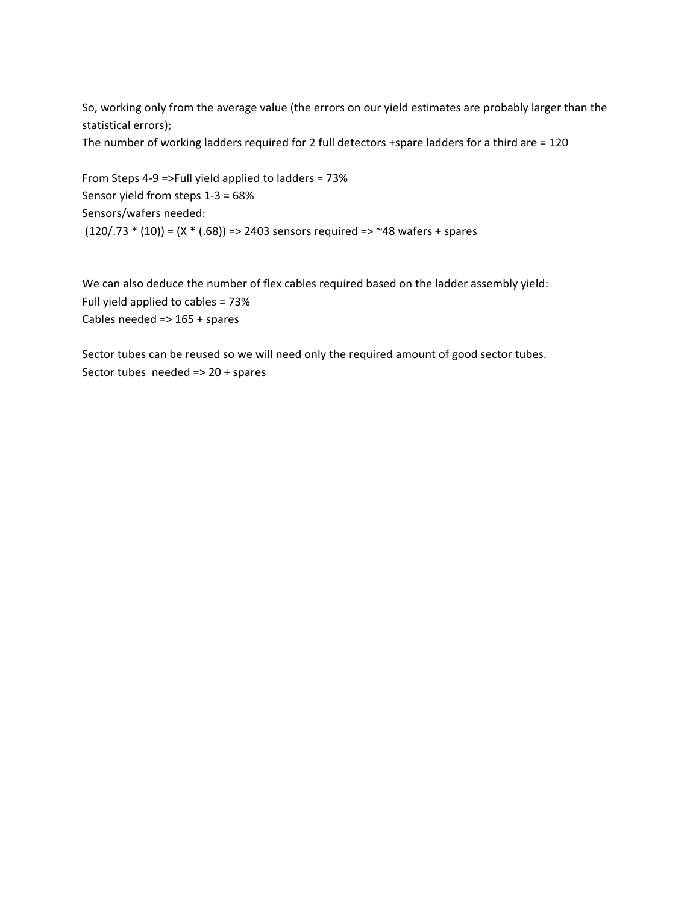So, working only from the average value (the errors on our yield estimates are probably larger than the statistical errors);
The number of working ladders required for 2 full detectors +spare ladders for a third are = 120

From Steps 4-9 =>Full yield applied to ladders = 73%
Sensor yield from steps 1-3 = 68%
Sensors/wafers needed:
(120/.73 * (10)) = (X * (.68)) => 2403 sensors required => ~48 wafers + spares

We can also deduce the number of flex cables required based on the ladder assembly yield:
Full yield applied to cables = 73%
Cables needed => 165 + spares

Sector tubes can be reused so we will need only the required amount of good sector tubes.
Sector tubes needed => 20 + spares